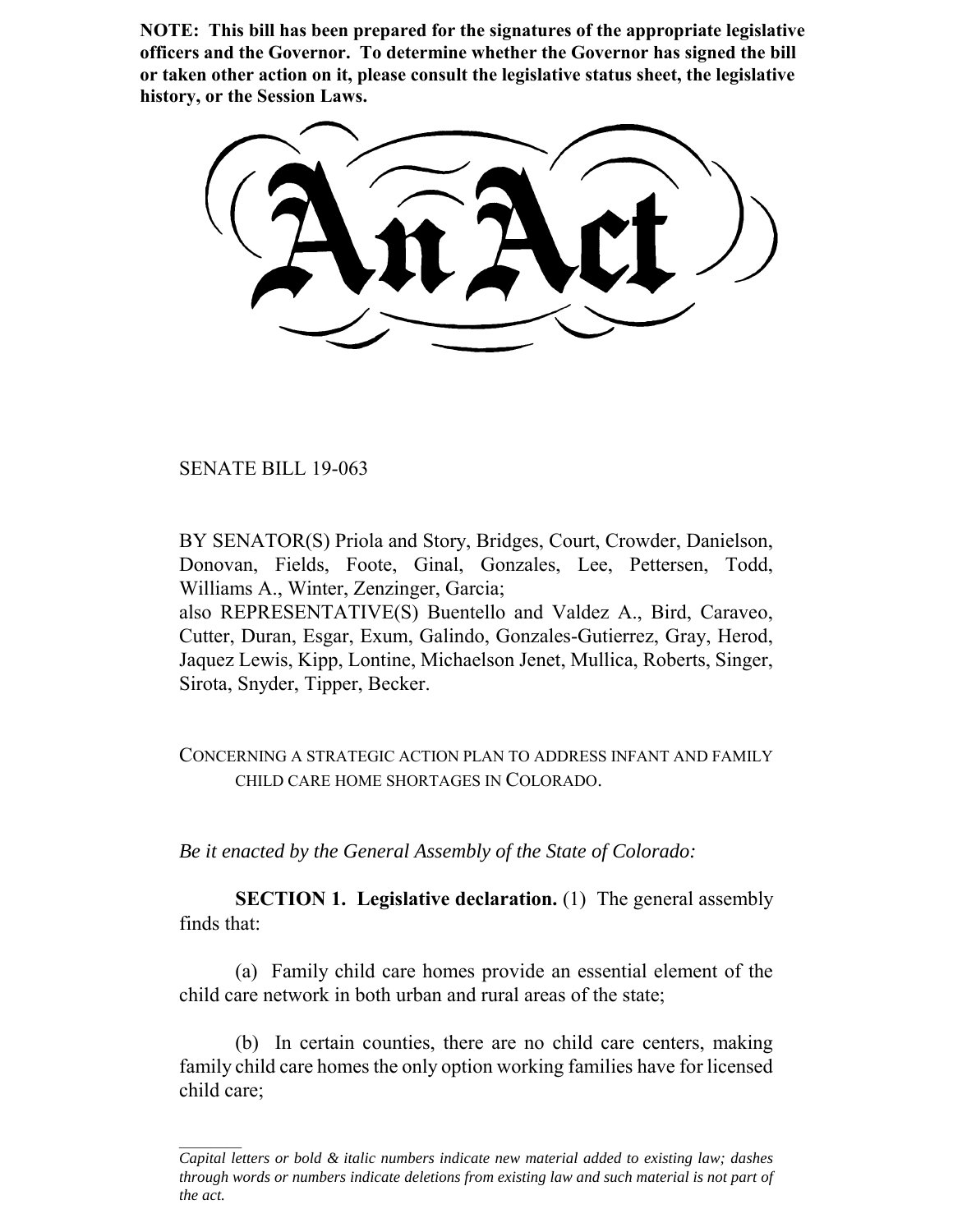**NOTE: This bill has been prepared for the signatures of the appropriate legislative officers and the Governor. To determine whether the Governor has signed the bill or taken other action on it, please consult the legislative status sheet, the legislative history, or the Session Laws.**

# An Act

SENATE BILL 19-063

BY SENATOR(S) Priola and Story, Bridges, Court, Crowder, Danielson, Donovan, Fields, Foote, Ginal, Gonzales, Lee, Pettersen, Todd, Williams A., Winter, Zenzinger, Garcia;
also REPRESENTATIVE(S) Buentello and Valdez A., Bird, Caraveo, Cutter, Duran, Esgar, Exum, Galindo, Gonzales-Gutierrez, Gray, Herod, Jaquez Lewis, Kipp, Lontine, Michaelson Jenet, Mullica, Roberts, Singer, Sirota, Snyder, Tipper, Becker.

CONCERNING A STRATEGIC ACTION PLAN TO ADDRESS INFANT AND FAMILY CHILD CARE HOME SHORTAGES IN COLORADO.

*Be it enacted by the General Assembly of the State of Colorado:*

**SECTION 1. Legislative declaration.** (1) The general assembly finds that:

(a) Family child care homes provide an essential element of the child care network in both urban and rural areas of the state;

(b) In certain counties, there are no child care centers, making family child care homes the only option working families have for licensed child care;

---

*Capital letters or bold & italic numbers indicate new material added to existing law; dashes through words or numbers indicate deletions from existing law and such material is not part of the act.*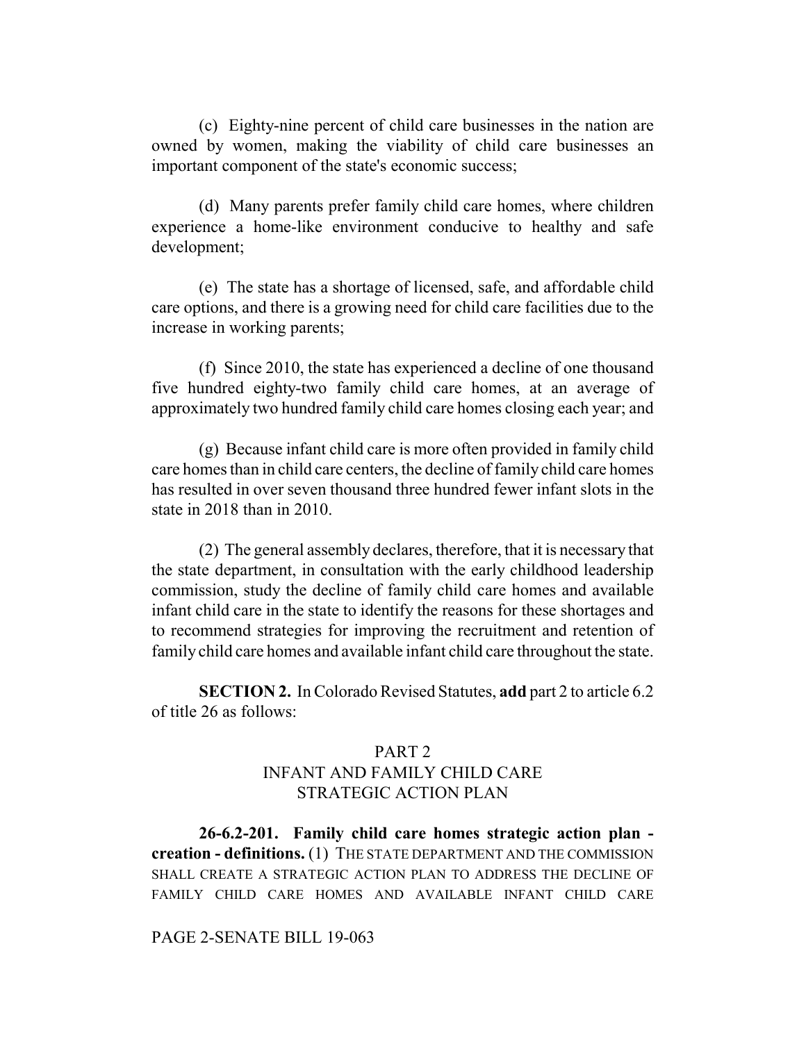(c) Eighty-nine percent of child care businesses in the nation are owned by women, making the viability of child care businesses an important component of the state's economic success;

(d) Many parents prefer family child care homes, where children experience a home-like environment conducive to healthy and safe development;

(e) The state has a shortage of licensed, safe, and affordable child care options, and there is a growing need for child care facilities due to the increase in working parents;

(f) Since 2010, the state has experienced a decline of one thousand five hundred eighty-two family child care homes, at an average of approximately two hundred family child care homes closing each year; and

(g) Because infant child care is more often provided in family child care homes than in child care centers, the decline of family child care homes has resulted in over seven thousand three hundred fewer infant slots in the state in 2018 than in 2010.

(2) The general assembly declares, therefore, that it is necessary that the state department, in consultation with the early childhood leadership commission, study the decline of family child care homes and available infant child care in the state to identify the reasons for these shortages and to recommend strategies for improving the recruitment and retention of family child care homes and available infant child care throughout the state.

**SECTION 2.** In Colorado Revised Statutes, **add** part 2 to article 6.2 of title 26 as follows:

PART 2
INFANT AND FAMILY CHILD CARE
STRATEGIC ACTION PLAN

**26-6.2-201. Family child care homes strategic action plan - creation - definitions.** (1) THE STATE DEPARTMENT AND THE COMMISSION SHALL CREATE A STRATEGIC ACTION PLAN TO ADDRESS THE DECLINE OF FAMILY CHILD CARE HOMES AND AVAILABLE INFANT CHILD CARE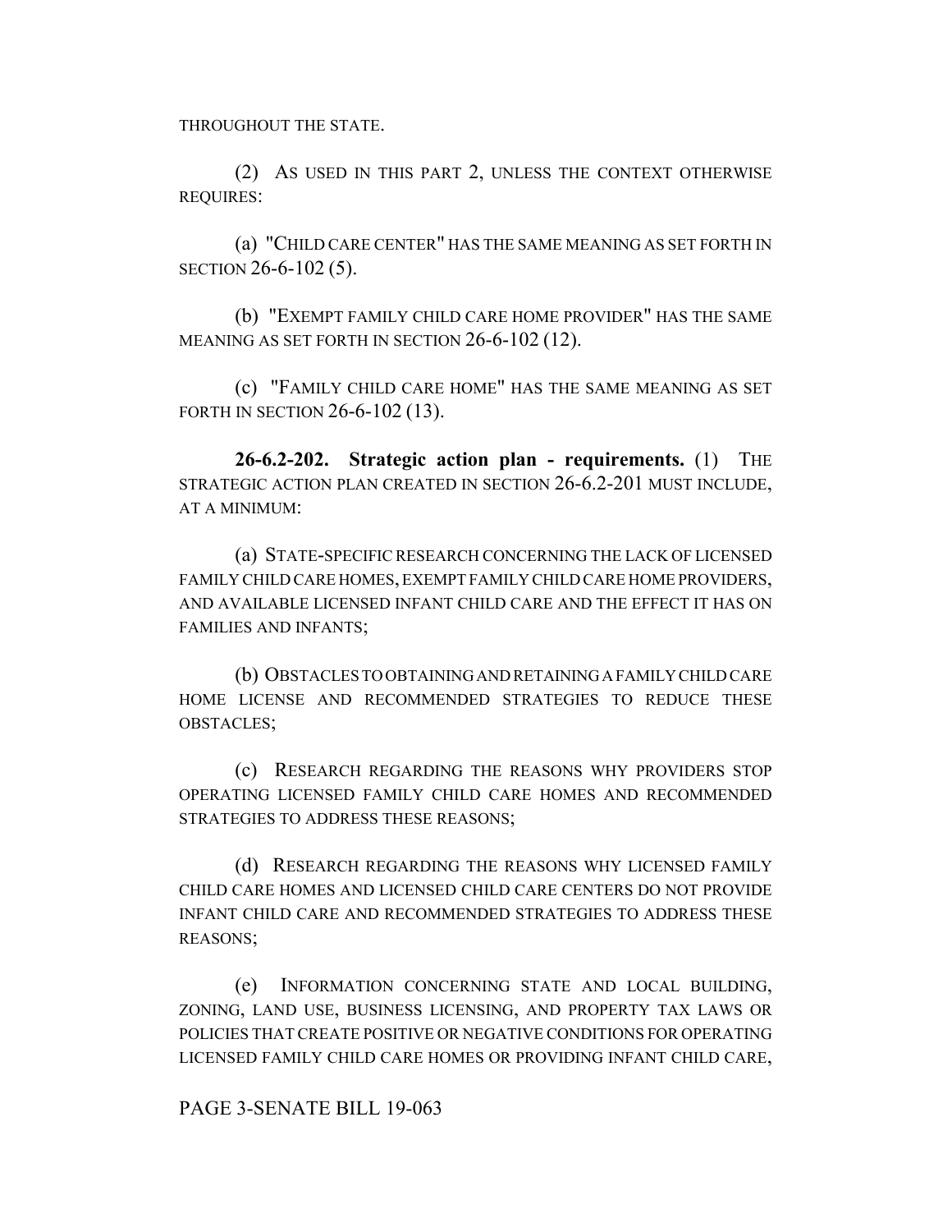THROUGHOUT THE STATE.

(2) AS USED IN THIS PART 2, UNLESS THE CONTEXT OTHERWISE REQUIRES:

(a) "CHILD CARE CENTER" HAS THE SAME MEANING AS SET FORTH IN SECTION 26-6-102 (5).

(b) "EXEMPT FAMILY CHILD CARE HOME PROVIDER" HAS THE SAME MEANING AS SET FORTH IN SECTION 26-6-102 (12).

(c) "FAMILY CHILD CARE HOME" HAS THE SAME MEANING AS SET FORTH IN SECTION 26-6-102 (13).

**26-6.2-202. Strategic action plan - requirements.** (1) THE STRATEGIC ACTION PLAN CREATED IN SECTION 26-6.2-201 MUST INCLUDE, AT A MINIMUM:

(a) STATE-SPECIFIC RESEARCH CONCERNING THE LACK OF LICENSED FAMILY CHILD CARE HOMES, EXEMPT FAMILY CHILD CARE HOME PROVIDERS, AND AVAILABLE LICENSED INFANT CHILD CARE AND THE EFFECT IT HAS ON FAMILIES AND INFANTS;

(b) OBSTACLES TO OBTAINING AND RETAINING A FAMILY CHILD CARE HOME LICENSE AND RECOMMENDED STRATEGIES TO REDUCE THESE OBSTACLES;

(c) RESEARCH REGARDING THE REASONS WHY PROVIDERS STOP OPERATING LICENSED FAMILY CHILD CARE HOMES AND RECOMMENDED STRATEGIES TO ADDRESS THESE REASONS;

(d) RESEARCH REGARDING THE REASONS WHY LICENSED FAMILY CHILD CARE HOMES AND LICENSED CHILD CARE CENTERS DO NOT PROVIDE INFANT CHILD CARE AND RECOMMENDED STRATEGIES TO ADDRESS THESE REASONS;

(e) INFORMATION CONCERNING STATE AND LOCAL BUILDING, ZONING, LAND USE, BUSINESS LICENSING, AND PROPERTY TAX LAWS OR POLICIES THAT CREATE POSITIVE OR NEGATIVE CONDITIONS FOR OPERATING LICENSED FAMILY CHILD CARE HOMES OR PROVIDING INFANT CHILD CARE,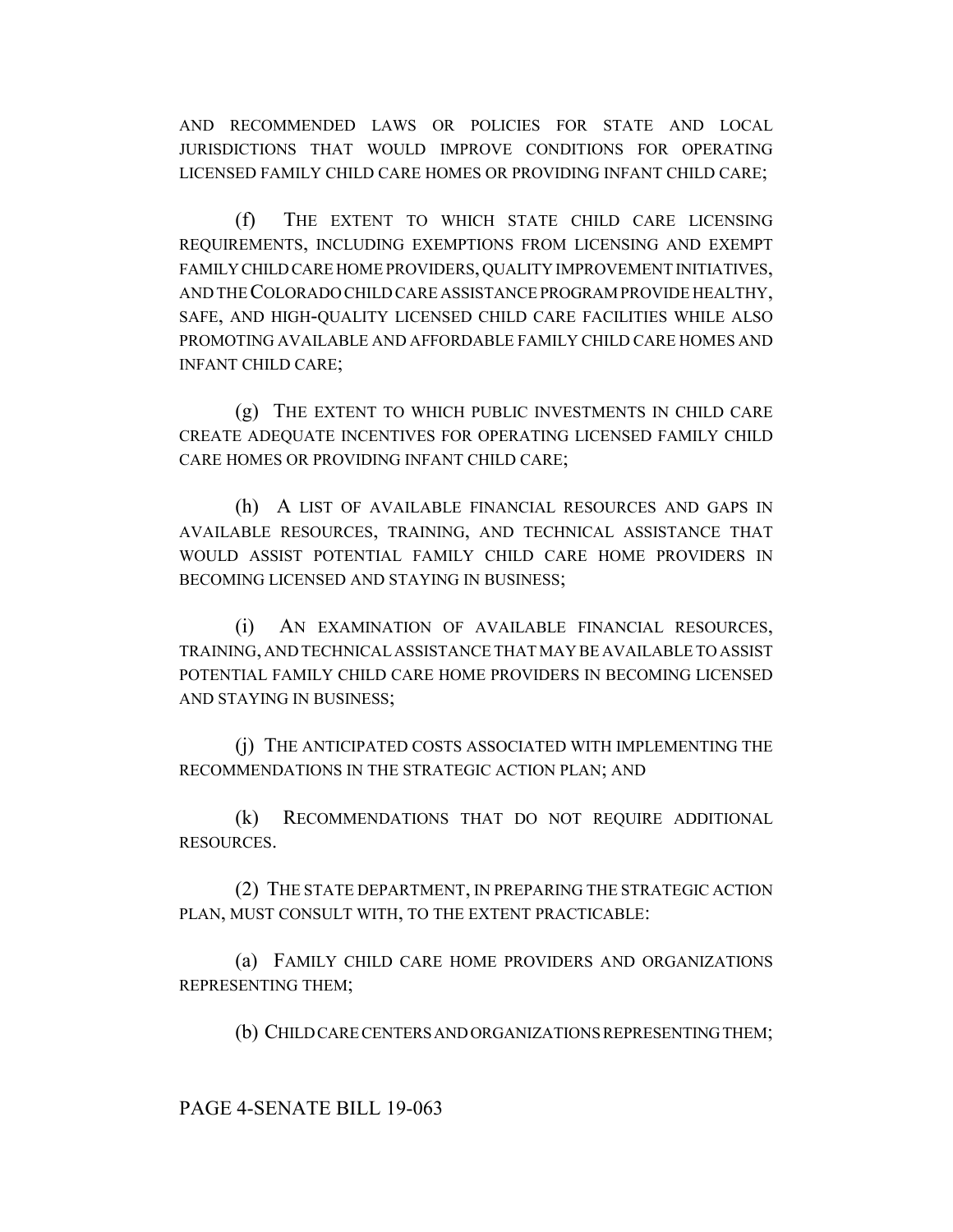AND RECOMMENDED LAWS OR POLICIES FOR STATE AND LOCAL JURISDICTIONS THAT WOULD IMPROVE CONDITIONS FOR OPERATING LICENSED FAMILY CHILD CARE HOMES OR PROVIDING INFANT CHILD CARE;

(f) THE EXTENT TO WHICH STATE CHILD CARE LICENSING REQUIREMENTS, INCLUDING EXEMPTIONS FROM LICENSING AND EXEMPT FAMILY CHILD CARE HOME PROVIDERS, QUALITY IMPROVEMENT INITIATIVES, AND THE COLORADO CHILD CARE ASSISTANCE PROGRAM PROVIDE HEALTHY, SAFE, AND HIGH-QUALITY LICENSED CHILD CARE FACILITIES WHILE ALSO PROMOTING AVAILABLE AND AFFORDABLE FAMILY CHILD CARE HOMES AND INFANT CHILD CARE;

(g) THE EXTENT TO WHICH PUBLIC INVESTMENTS IN CHILD CARE CREATE ADEQUATE INCENTIVES FOR OPERATING LICENSED FAMILY CHILD CARE HOMES OR PROVIDING INFANT CHILD CARE;

(h) A LIST OF AVAILABLE FINANCIAL RESOURCES AND GAPS IN AVAILABLE RESOURCES, TRAINING, AND TECHNICAL ASSISTANCE THAT WOULD ASSIST POTENTIAL FAMILY CHILD CARE HOME PROVIDERS IN BECOMING LICENSED AND STAYING IN BUSINESS;

(i) AN EXAMINATION OF AVAILABLE FINANCIAL RESOURCES, TRAINING, AND TECHNICAL ASSISTANCE THAT MAY BE AVAILABLE TO ASSIST POTENTIAL FAMILY CHILD CARE HOME PROVIDERS IN BECOMING LICENSED AND STAYING IN BUSINESS;

(j) THE ANTICIPATED COSTS ASSOCIATED WITH IMPLEMENTING THE RECOMMENDATIONS IN THE STRATEGIC ACTION PLAN; AND

(k) RECOMMENDATIONS THAT DO NOT REQUIRE ADDITIONAL RESOURCES.

(2) THE STATE DEPARTMENT, IN PREPARING THE STRATEGIC ACTION PLAN, MUST CONSULT WITH, TO THE EXTENT PRACTICABLE:

(a) FAMILY CHILD CARE HOME PROVIDERS AND ORGANIZATIONS REPRESENTING THEM;

(b) CHILD CARE CENTERS AND ORGANIZATIONS REPRESENTING THEM;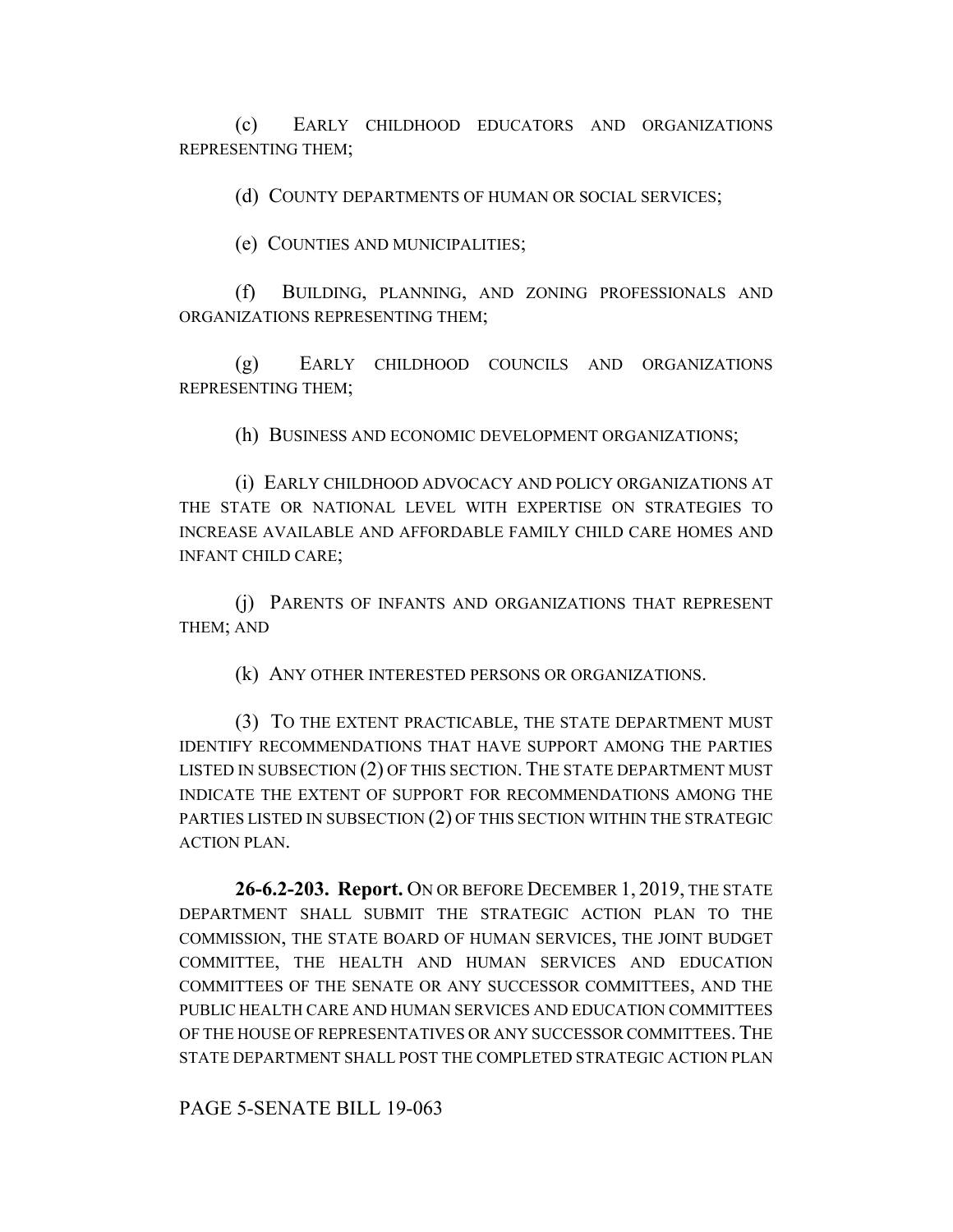(c) EARLY CHILDHOOD EDUCATORS AND ORGANIZATIONS REPRESENTING THEM;

(d) COUNTY DEPARTMENTS OF HUMAN OR SOCIAL SERVICES;

(e) COUNTIES AND MUNICIPALITIES;

(f) BUILDING, PLANNING, AND ZONING PROFESSIONALS AND ORGANIZATIONS REPRESENTING THEM;

(g) EARLY CHILDHOOD COUNCILS AND ORGANIZATIONS REPRESENTING THEM;

(h) BUSINESS AND ECONOMIC DEVELOPMENT ORGANIZATIONS;

(i) EARLY CHILDHOOD ADVOCACY AND POLICY ORGANIZATIONS AT THE STATE OR NATIONAL LEVEL WITH EXPERTISE ON STRATEGIES TO INCREASE AVAILABLE AND AFFORDABLE FAMILY CHILD CARE HOMES AND INFANT CHILD CARE;

(j) PARENTS OF INFANTS AND ORGANIZATIONS THAT REPRESENT THEM; AND

(k) ANY OTHER INTERESTED PERSONS OR ORGANIZATIONS.

(3) TO THE EXTENT PRACTICABLE, THE STATE DEPARTMENT MUST IDENTIFY RECOMMENDATIONS THAT HAVE SUPPORT AMONG THE PARTIES LISTED IN SUBSECTION (2) OF THIS SECTION. THE STATE DEPARTMENT MUST INDICATE THE EXTENT OF SUPPORT FOR RECOMMENDATIONS AMONG THE PARTIES LISTED IN SUBSECTION (2) OF THIS SECTION WITHIN THE STRATEGIC ACTION PLAN.

**26-6.2-203. Report.** ON OR BEFORE DECEMBER 1, 2019, THE STATE DEPARTMENT SHALL SUBMIT THE STRATEGIC ACTION PLAN TO THE COMMISSION, THE STATE BOARD OF HUMAN SERVICES, THE JOINT BUDGET COMMITTEE, THE HEALTH AND HUMAN SERVICES AND EDUCATION COMMITTEES OF THE SENATE OR ANY SUCCESSOR COMMITTEES, AND THE PUBLIC HEALTH CARE AND HUMAN SERVICES AND EDUCATION COMMITTEES OF THE HOUSE OF REPRESENTATIVES OR ANY SUCCESSOR COMMITTEES. THE STATE DEPARTMENT SHALL POST THE COMPLETED STRATEGIC ACTION PLAN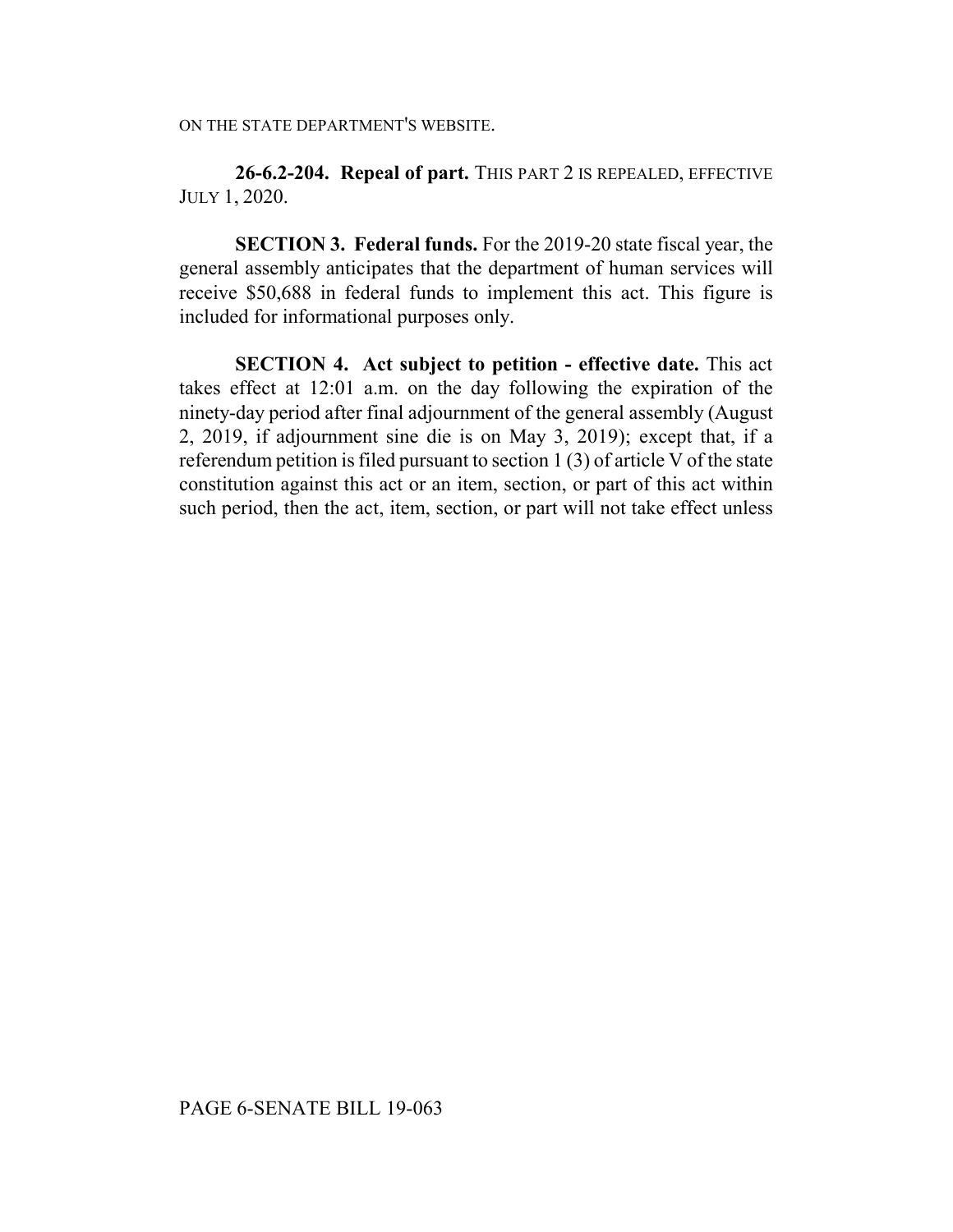ON THE STATE DEPARTMENT'S WEBSITE.

**26-6.2-204. Repeal of part.** THIS PART 2 IS REPEALED, EFFECTIVE JULY 1, 2020.

**SECTION 3. Federal funds.** For the 2019-20 state fiscal year, the general assembly anticipates that the department of human services will receive $50,688 in federal funds to implement this act. This figure is included for informational purposes only.

**SECTION 4. Act subject to petition - effective date.** This act takes effect at 12:01 a.m. on the day following the expiration of the ninety-day period after final adjournment of the general assembly (August 2, 2019, if adjournment sine die is on May 3, 2019); except that, if a referendum petition is filed pursuant to section 1 (3) of article V of the state constitution against this act or an item, section, or part of this act within such period, then the act, item, section, or part will not take effect unless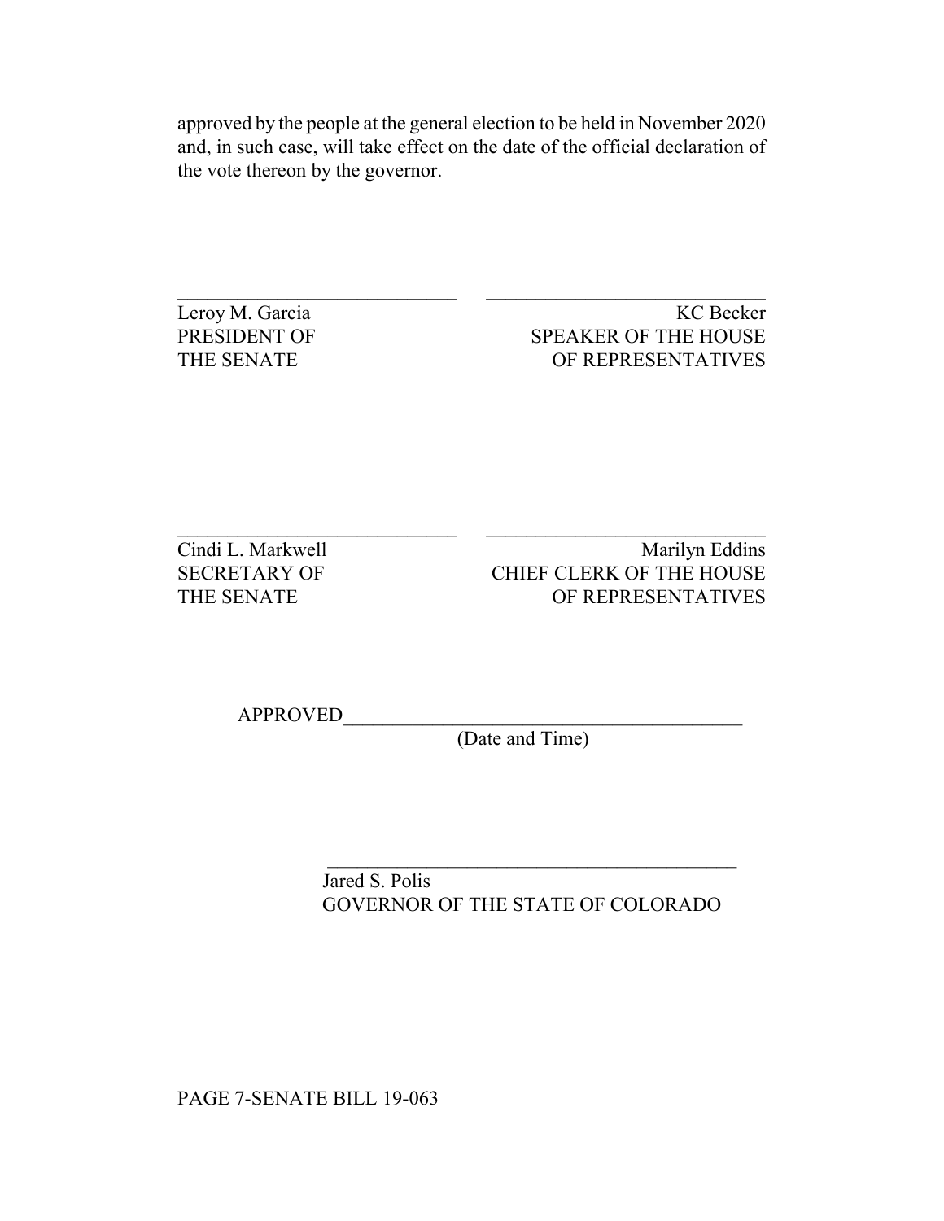approved by the people at the general election to be held in November 2020 and, in such case, will take effect on the date of the official declaration of the vote thereon by the governor.

____________________________ ____________________________
Leroy M. Garcia KC Becker
PRESIDENT OF SPEAKER OF THE HOUSE
THE SENATE OF REPRESENTATIVES

____________________________ ____________________________
Cindi L. Markwell Marilyn Eddins
SECRETARY OF CHIEF CLERK OF THE HOUSE
THE SENATE OF REPRESENTATIVES

APPROVED________________________________________
(Date and Time)

_________________________________________
Jared S. Polis
GOVERNOR OF THE STATE OF COLORADO

PAGE 7-SENATE BILL 19-063